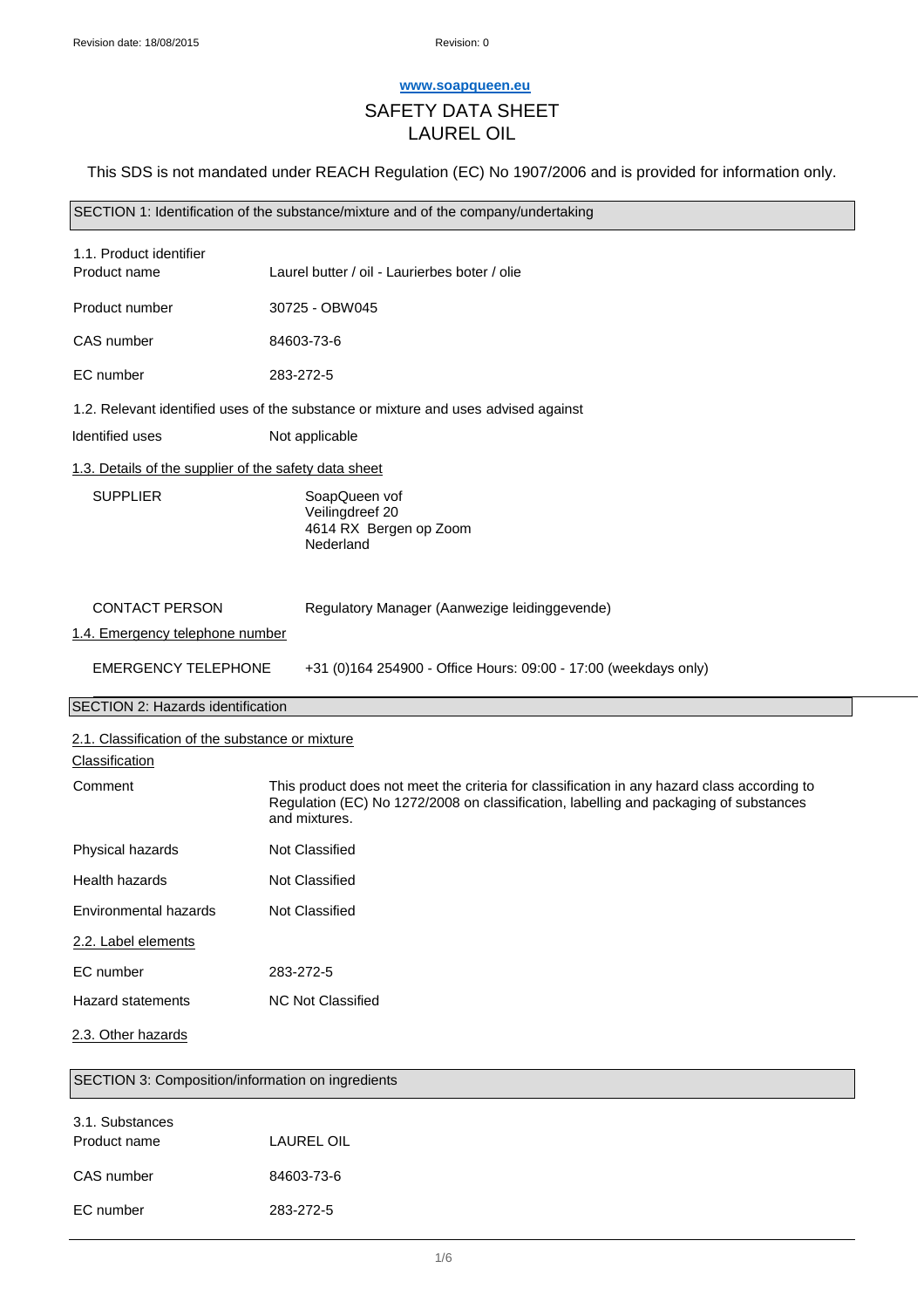www.soapqueen.eu

# SAFETY DATA SHEET
# LAUREL OIL

This SDS is not mandated under REACH Regulation (EC) No 1907/2006 and is provided for information only.

## SECTION 1: Identification of the substance/mixture and of the company/undertaking

**1.1. Product identifier**

| | |
|---|---|
| Product name | Laurel butter / oil - Laurierbes boter / olie |
| Product number | 30725 - OBW045 |
| CAS number | 84603-73-6 |
| EC number | 283-272-5 |

**1.2. Relevant identified uses of the substance or mixture and uses advised against**

| | |
|---|---|
| Identified uses | Not applicable |

**1.3. Details of the supplier of the safety data sheet**

| | |
|---|---|
| SUPPLIER | SoapQueen vof<br>Veilingdreef 20<br>4614 RX Bergen op Zoom<br>Nederland |
| CONTACT PERSON | Regulatory Manager (Aanwezige leidinggevende) |

**1.4. Emergency telephone number**

| | |
|---|---|
| EMERGENCY TELEPHONE | +31 (0)164 254900 - Office Hours: 09:00 - 17:00 (weekdays only) |

## SECTION 2: Hazards identification

**2.1. Classification of the substance or mixture**

**Classification**

| | |
|---|---|
| Comment | This product does not meet the criteria for classification in any hazard class according to Regulation (EC) No 1272/2008 on classification, labelling and packaging of substances and mixtures. |
| Physical hazards | Not Classified |
| Health hazards | Not Classified |
| Environmental hazards | Not Classified |

**2.2. Label elements**

| | |
|---|---|
| EC number | 283-272-5 |
| Hazard statements | NC Not Classified |

**2.3. Other hazards**

## SECTION 3: Composition/information on ingredients

**3.1. Substances**

| | |
|---|---|
| Product name | LAUREL OIL |
| CAS number | 84603-73-6 |
| EC number | 283-272-5 |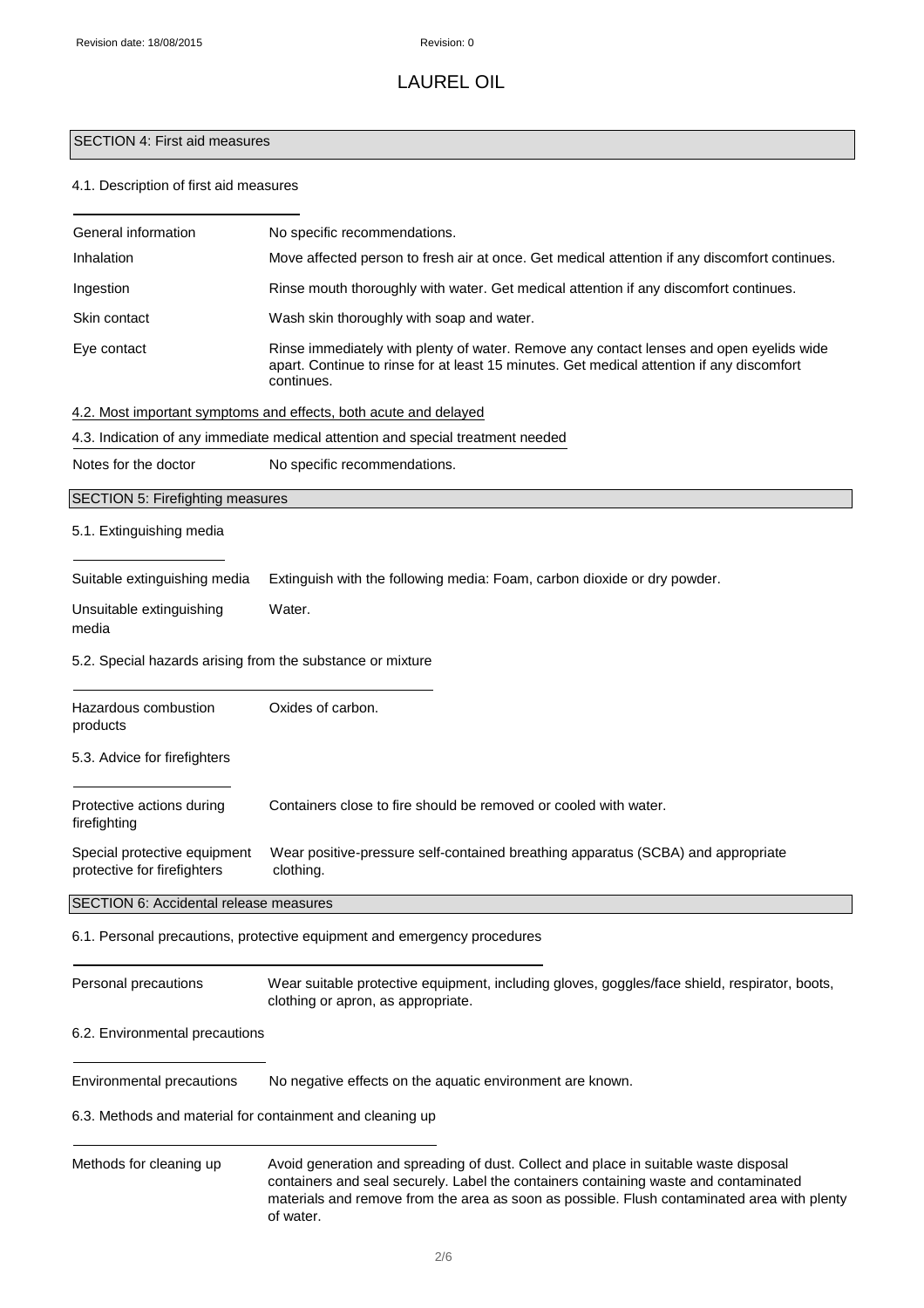# LAUREL OIL

## SECTION 4: First aid measures

### 4.1. Description of first aid measures

| | |
|---|---|
| General information | No specific recommendations. |
| Inhalation | Move affected person to fresh air at once. Get medical attention if any discomfort continues. |
| Ingestion | Rinse mouth thoroughly with water. Get medical attention if any discomfort continues. |
| Skin contact | Wash skin thoroughly with soap and water. |
| Eye contact | Rinse immediately with plenty of water. Remove any contact lenses and open eyelids wide apart. Continue to rinse for at least 15 minutes. Get medical attention if any discomfort continues. |

### 4.2. Most important symptoms and effects, both acute and delayed

### 4.3. Indication of any immediate medical attention and special treatment needed

| | |
|---|---|
| Notes for the doctor | No specific recommendations. |

## SECTION 5: Firefighting measures

### 5.1. Extinguishing media

| | |
|---|---|
| Suitable extinguishing media | Extinguish with the following media: Foam, carbon dioxide or dry powder. |
| Unsuitable extinguishing media | Water. |

### 5.2. Special hazards arising from the substance or mixture

| | |
|---|---|
| Hazardous combustion products | Oxides of carbon. |

### 5.3. Advice for firefighters

| | |
|---|---|
| Protective actions during firefighting | Containers close to fire should be removed or cooled with water. |
| Special protective equipment protective for firefighters | Wear positive-pressure self-contained breathing apparatus (SCBA) and appropriate clothing. |

## SECTION 6: Accidental release measures

### 6.1. Personal precautions, protective equipment and emergency procedures

| | |
|---|---|
| Personal precautions | Wear suitable protective equipment, including gloves, goggles/face shield, respirator, boots, clothing or apron, as appropriate. |

### 6.2. Environmental precautions

| | |
|---|---|
| Environmental precautions | No negative effects on the aquatic environment are known. |

### 6.3. Methods and material for containment and cleaning up

| | |
|---|---|
| Methods for cleaning up | Avoid generation and spreading of dust. Collect and place in suitable waste disposal containers and seal securely. Label the containers containing waste and contaminated materials and remove from the area as soon as possible. Flush contaminated area with plenty of water. |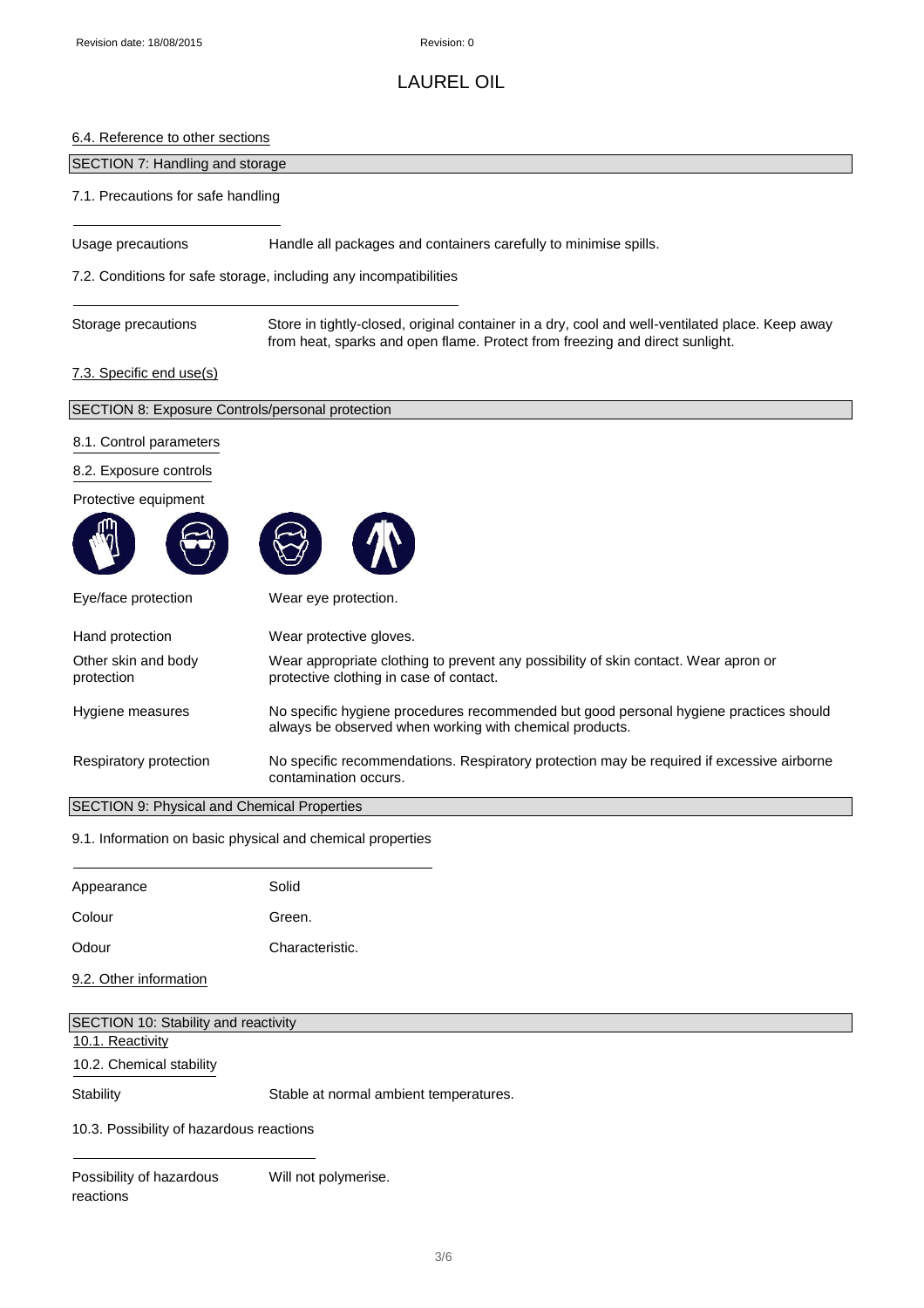### 6.4. Reference to other sections

## SECTION 7: Handling and storage

### 7.1. Precautions for safe handling

| | |
|---|---|
| Usage precautions | Handle all packages and containers carefully to minimise spills. |

### 7.2. Conditions for safe storage, including any incompatibilities

| | |
|---|---|
| Storage precautions | Store in tightly-closed, original container in a dry, cool and well-ventilated place. Keep away from heat, sparks and open flame. Protect from freezing and direct sunlight. |

### 7.3. Specific end use(s)

## SECTION 8: Exposure Controls/personal protection

### 8.1. Control parameters

### 8.2. Exposure controls

Protective equipment

| | |
|---|---|
| Eye/face protection | Wear eye protection. |
| Hand protection | Wear protective gloves. |
| Other skin and body protection | Wear appropriate clothing to prevent any possibility of skin contact. Wear apron or protective clothing in case of contact. |
| Hygiene measures | No specific hygiene procedures recommended but good personal hygiene practices should always be observed when working with chemical products. |
| Respiratory protection | No specific recommendations. Respiratory protection may be required if excessive airborne contamination occurs. |

## SECTION 9: Physical and Chemical Properties

### 9.1. Information on basic physical and chemical properties

| | |
|---|---|
| Appearance | Solid |
| Colour | Green. |
| Odour | Characteristic. |

### 9.2. Other information

## SECTION 10: Stability and reactivity

### 10.1. Reactivity

### 10.2. Chemical stability

| | |
|---|---|
| Stability | Stable at normal ambient temperatures. |

### 10.3. Possibility of hazardous reactions

| | |
|---|---|
| Possibility of hazardous reactions | Will not polymerise. |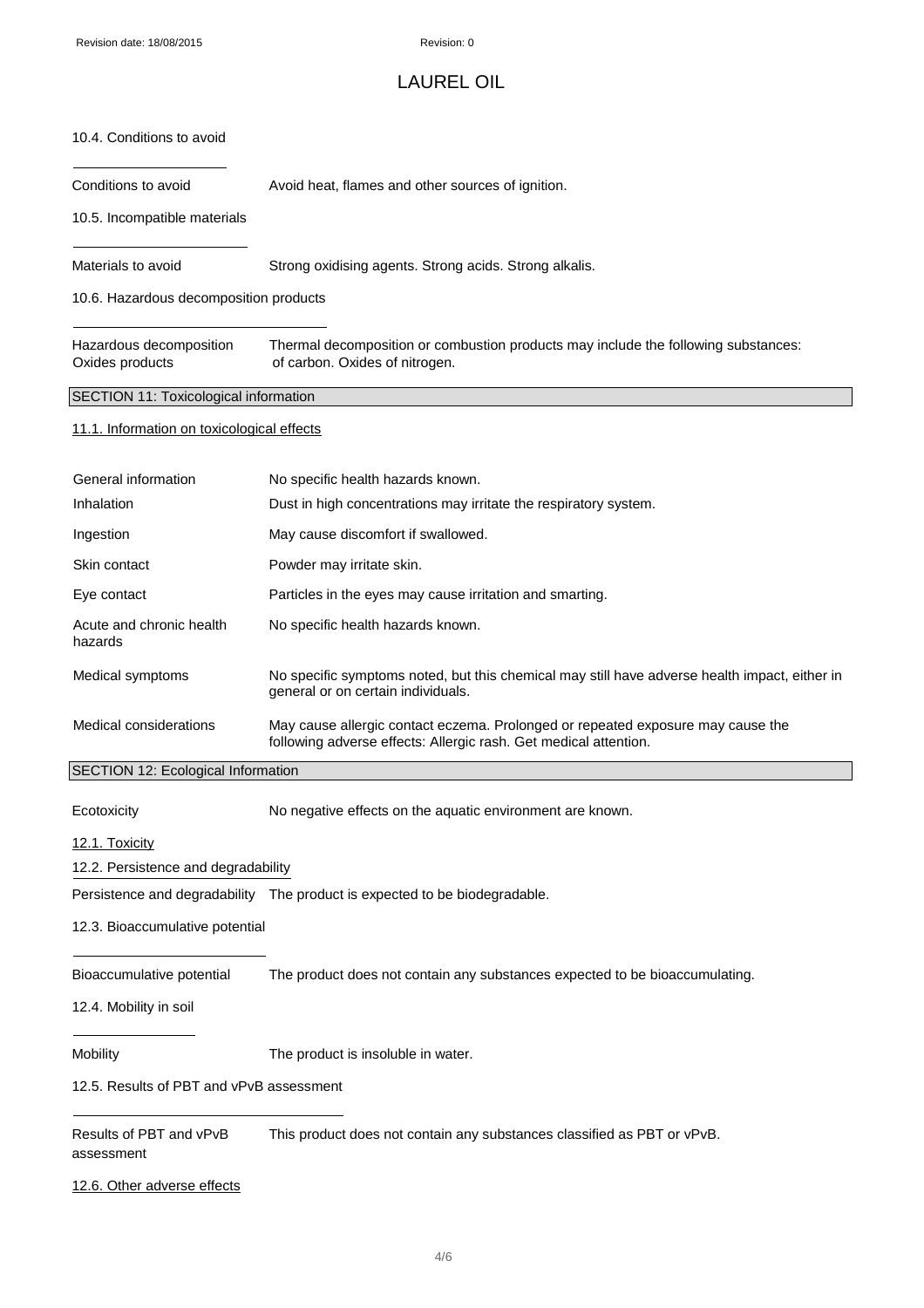### 10.4. Conditions to avoid

| | |
|---|---|
| Conditions to avoid | Avoid heat, flames and other sources of ignition. |

### 10.5. Incompatible materials

| | |
|---|---|
| Materials to avoid | Strong oxidising agents. Strong acids. Strong alkalis. |

### 10.6. Hazardous decomposition products

| | |
|---|---|
| Hazardous decomposition products | Thermal decomposition or combustion products may include the following substances: Oxides of carbon. Oxides of nitrogen. |

## SECTION 11: Toxicological information

### 11.1. Information on toxicological effects

| | |
|---|---|
| General information | No specific health hazards known. |
| Inhalation | Dust in high concentrations may irritate the respiratory system. |
| Ingestion | May cause discomfort if swallowed. |
| Skin contact | Powder may irritate skin. |
| Eye contact | Particles in the eyes may cause irritation and smarting. |
| Acute and chronic health hazards | No specific health hazards known. |
| Medical symptoms | No specific symptoms noted, but this chemical may still have adverse health impact, either in general or on certain individuals. |
| Medical considerations | May cause allergic contact eczema. Prolonged or repeated exposure may cause the following adverse effects: Allergic rash. Get medical attention. |

## SECTION 12: Ecological Information

| | |
|---|---|
| Ecotoxicity | No negative effects on the aquatic environment are known. |

### 12.1. Toxicity

### 12.2. Persistence and degradability

| | |
|---|---|
| Persistence and degradability | The product is expected to be biodegradable. |

### 12.3. Bioaccumulative potential

| | |
|---|---|
| Bioaccumulative potential | The product does not contain any substances expected to be bioaccumulating. |

### 12.4. Mobility in soil

| | |
|---|---|
| Mobility | The product is insoluble in water. |

### 12.5. Results of PBT and vPvB assessment

| | |
|---|---|
| Results of PBT and vPvB assessment | This product does not contain any substances classified as PBT or vPvB. |

### 12.6. Other adverse effects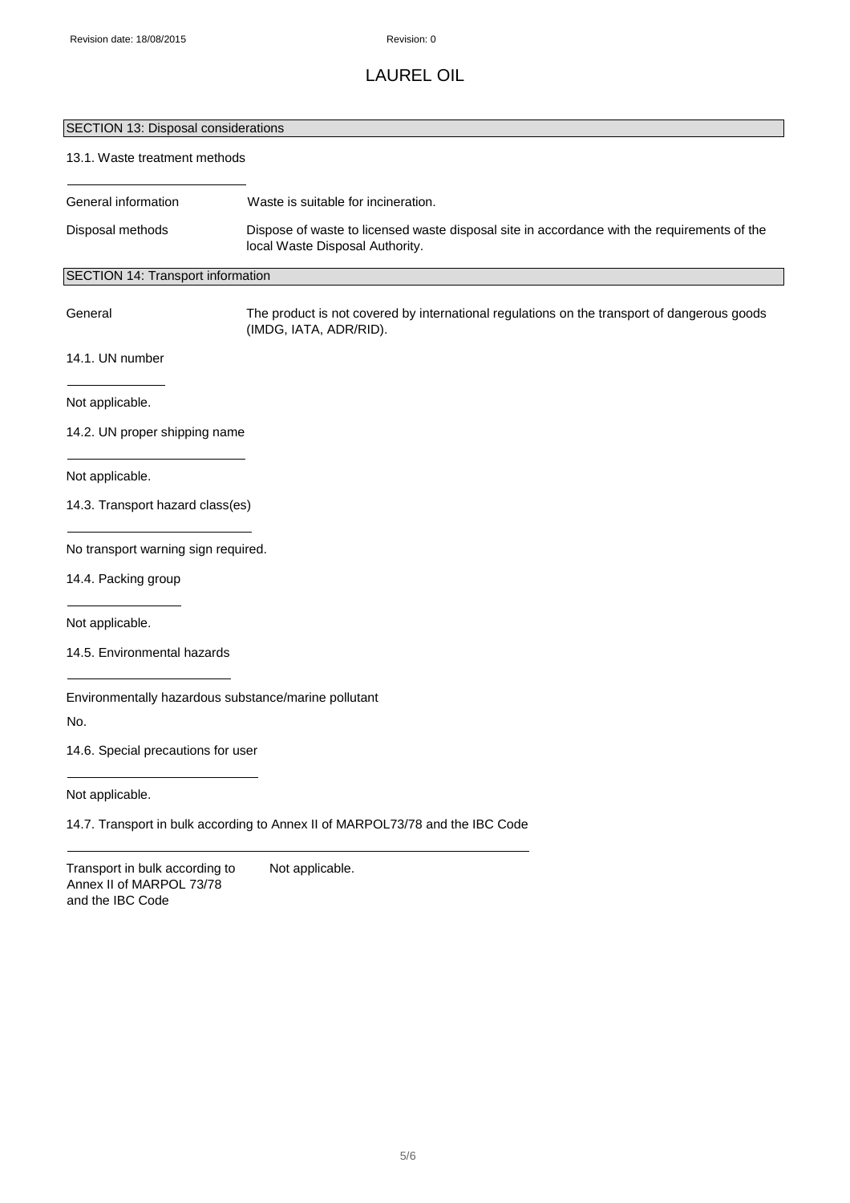# LAUREL OIL

## SECTION 13: Disposal considerations

### 13.1. Waste treatment methods

| | |
|---|---|
| General information | Waste is suitable for incineration. |
| Disposal methods | Dispose of waste to licensed waste disposal site in accordance with the requirements of the local Waste Disposal Authority. |

## SECTION 14: Transport information

| | |
|---|---|
| General | The product is not covered by international regulations on the transport of dangerous goods (IMDG, IATA, ADR/RID). |

### 14.1. UN number

Not applicable.

### 14.2. UN proper shipping name

Not applicable.

### 14.3. Transport hazard class(es)

No transport warning sign required.

### 14.4. Packing group

Not applicable.

### 14.5. Environmental hazards

Environmentally hazardous substance/marine pollutant

No.

### 14.6. Special precautions for user

Not applicable.

### 14.7. Transport in bulk according to Annex II of MARPOL73/78 and the IBC Code

| | |
|---|---|
| Transport in bulk according to Annex II of MARPOL 73/78 and the IBC Code | Not applicable. |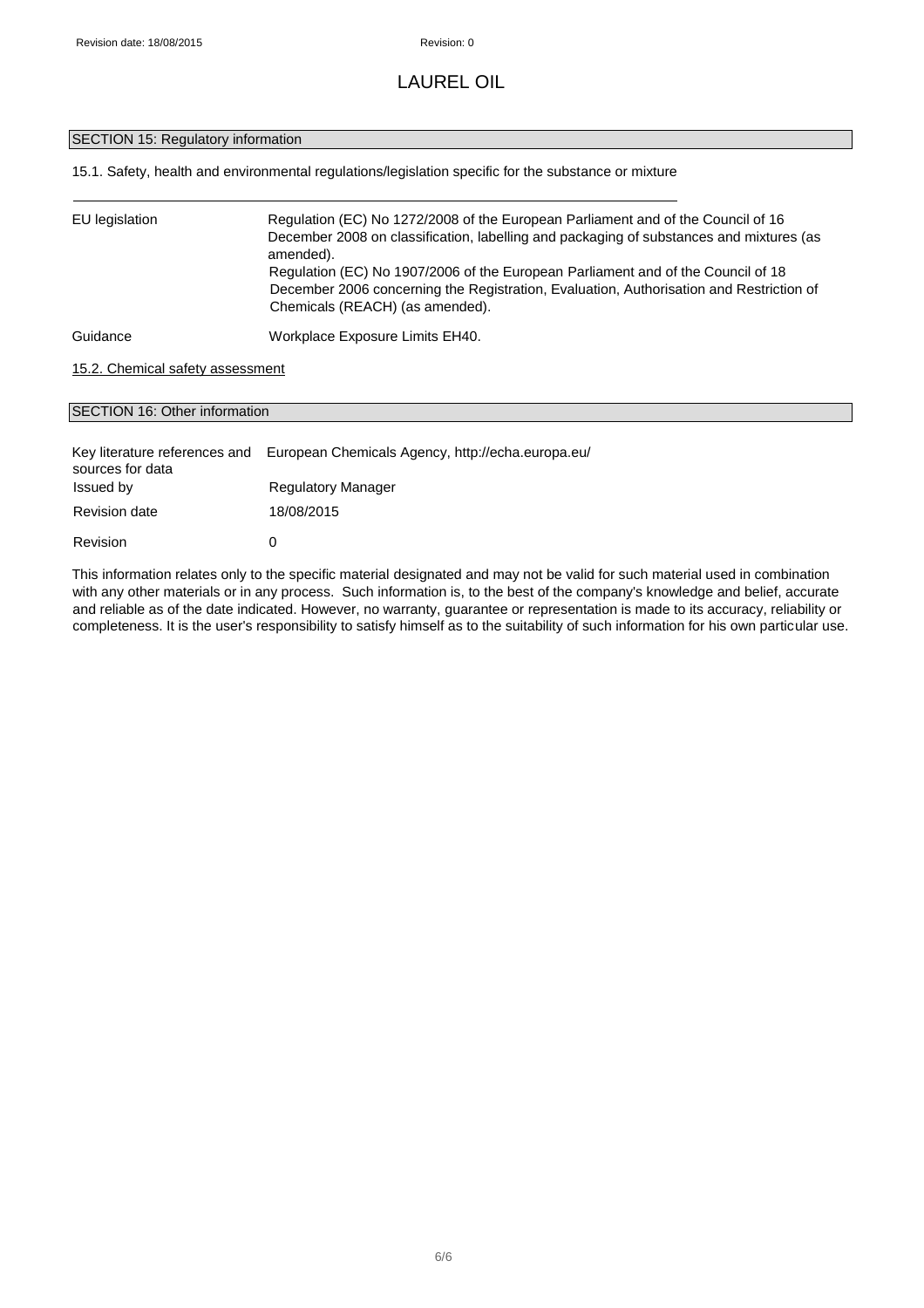## SECTION 15: Regulatory information

15.1. Safety, health and environmental regulations/legislation specific for the substance or mixture

| | |
|---|---|
| EU legislation | Regulation (EC) No 1272/2008 of the European Parliament and of the Council of 16 December 2008 on classification, labelling and packaging of substances and mixtures (as amended).<br>Regulation (EC) No 1907/2006 of the European Parliament and of the Council of 18 December 2006 concerning the Registration, Evaluation, Authorisation and Restriction of Chemicals (REACH) (as amended). |
| Guidance | Workplace Exposure Limits EH40. |

15.2. Chemical safety assessment

## SECTION 16: Other information

| | |
|---|---|
| Key literature references and sources for data | European Chemicals Agency, http://echa.europa.eu/ |
| Issued by | Regulatory Manager |
| Revision date | 18/08/2015 |
| Revision | 0 |

This information relates only to the specific material designated and may not be valid for such material used in combination with any other materials or in any process. Such information is, to the best of the company's knowledge and belief, accurate and reliable as of the date indicated. However, no warranty, guarantee or representation is made to its accuracy, reliability or completeness. It is the user's responsibility to satisfy himself as to the suitability of such information for his own particular use.